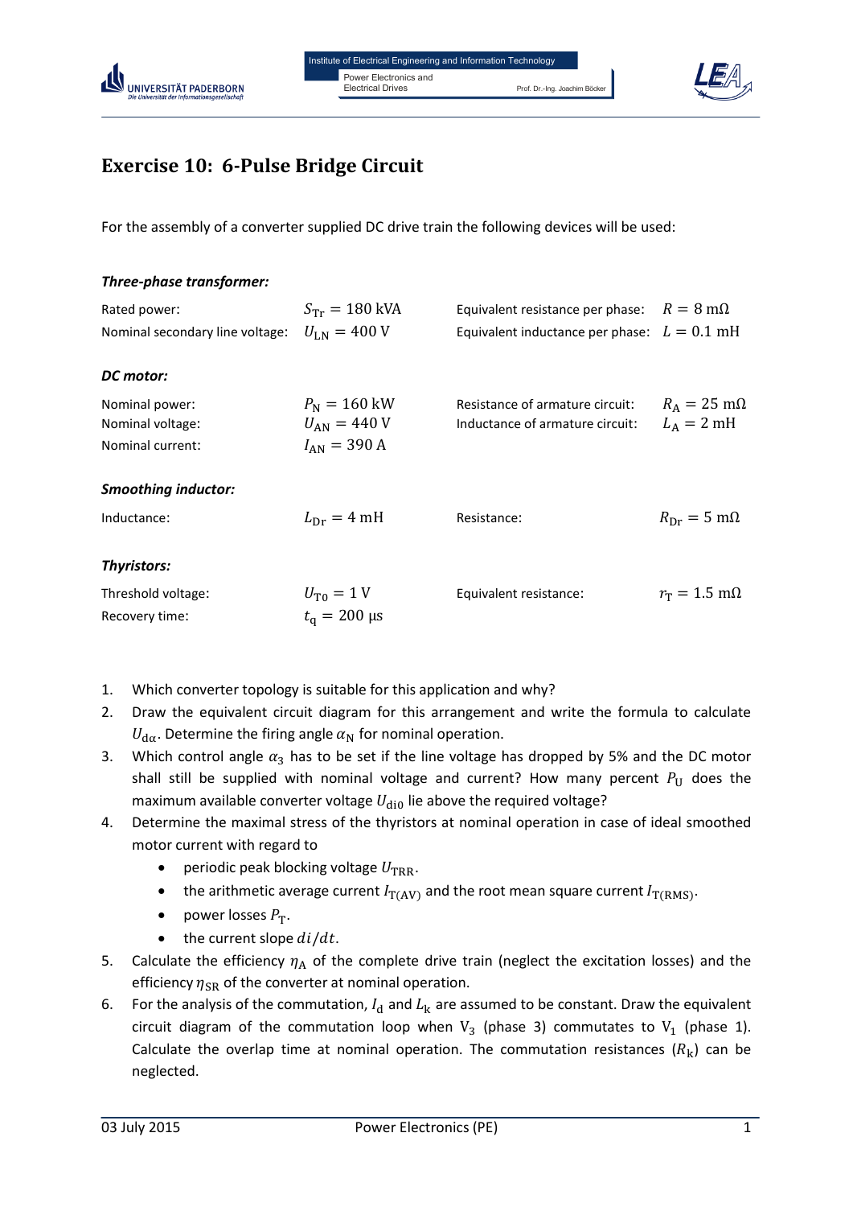# Exercise 10: 6-Pulse Bridge Circuit

For the assembly of a converter supplied DC drive train the following devices will be used:

***Three-phase transformer:***

| | | | |
|---|---|---|---|
| Rated power: | $S_{\text{Tr}} = 180\ \text{kVA}$ | Equivalent resistance per phase: | $R = 8\ \text{m}\Omega$ |
| Nominal secondary line voltage: | $U_{\text{LN}} = 400\ \text{V}$ | Equivalent inductance per phase: | $L = 0.1\ \text{mH}$ |

***DC motor:***

| | | | |
|---|---|---|---|
| Nominal power: | $P_{\text{N}} = 160\ \text{kW}$ | Resistance of armature circuit: | $R_{\text{A}} = 25\ \text{m}\Omega$ |
| Nominal voltage: | $U_{\text{AN}} = 440\ \text{V}$ | Inductance of armature circuit: | $L_{\text{A}} = 2\ \text{mH}$ |
| Nominal current: | $I_{\text{AN}} = 390\ \text{A}$ | | |

***Smoothing inductor:***

| | | | |
|---|---|---|---|
| Inductance: | $L_{\text{Dr}} = 4\ \text{mH}$ | Resistance: | $R_{\text{Dr}} = 5\ \text{m}\Omega$ |

***Thyristors:***

| | | | |
|---|---|---|---|
| Threshold voltage: | $U_{\text{T0}} = 1\ \text{V}$ | Equivalent resistance: | $r_{\text{T}} = 1.5\ \text{m}\Omega$ |
| Recovery time: | $t_{\text{q}} = 200\ \mu\text{s}$ | | |

1. Which converter topology is suitable for this application and why?
2. Draw the equivalent circuit diagram for this arrangement and write the formula to calculate $U_{\text{d}\alpha}$. Determine the firing angle $\alpha_{\text{N}}$ for nominal operation.
3. Which control angle $\alpha_3$ has to be set if the line voltage has dropped by 5% and the DC motor shall still be supplied with nominal voltage and current? How many percent $P_{\text{U}}$ does the maximum available converter voltage $U_{\text{di0}}$ lie above the required voltage?
4. Determine the maximal stress of the thyristors at nominal operation in case of ideal smoothed motor current with regard to
   - periodic peak blocking voltage $U_{\text{TRR}}$.
   - the arithmetic average current $I_{\text{T(AV)}}$ and the root mean square current $I_{\text{T(RMS)}}$.
   - power losses $P_{\text{T}}$.
   - the current slope $di/dt$.
5. Calculate the efficiency $\eta_{\text{A}}$ of the complete drive train (neglect the excitation losses) and the efficiency $\eta_{\text{SR}}$ of the converter at nominal operation.
6. For the analysis of the commutation, $I_{\text{d}}$ and $L_{\text{k}}$ are assumed to be constant. Draw the equivalent circuit diagram of the commutation loop when $\text{V}_3$ (phase 3) commutates to $\text{V}_1$ (phase 1). Calculate the overlap time at nominal operation. The commutation resistances ($R_{\text{k}}$) can be neglected.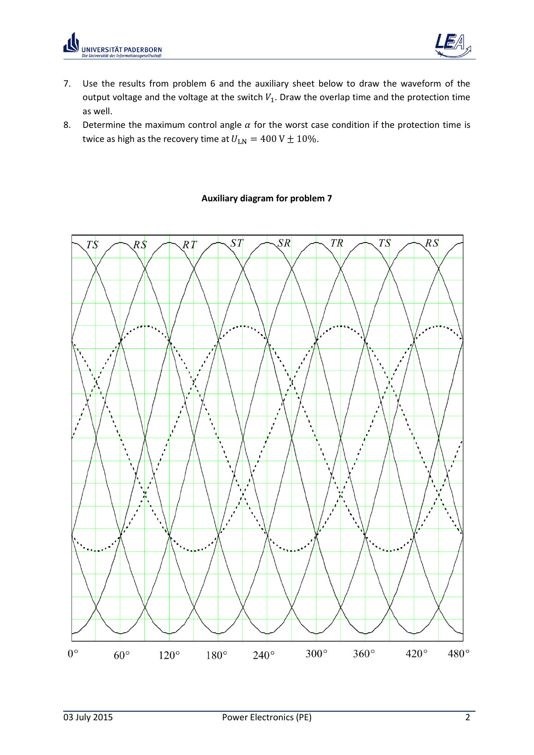7. Use the results from problem 6 and the auxiliary sheet below to draw the waveform of the output voltage and the voltage at the switch $V_1$. Draw the overlap time and the protection time as well.
8. Determine the maximum control angle $\alpha$ for the worst case condition if the protection time is twice as high as the recovery time at $U_{\mathrm{LN}} = 400\,\mathrm{V} \pm 10\%$.

**Auxiliary diagram for problem 7**

TS RS RT ST SR TR TS RS

0° 60° 120° 180° 240° 300° 360° 420° 480°